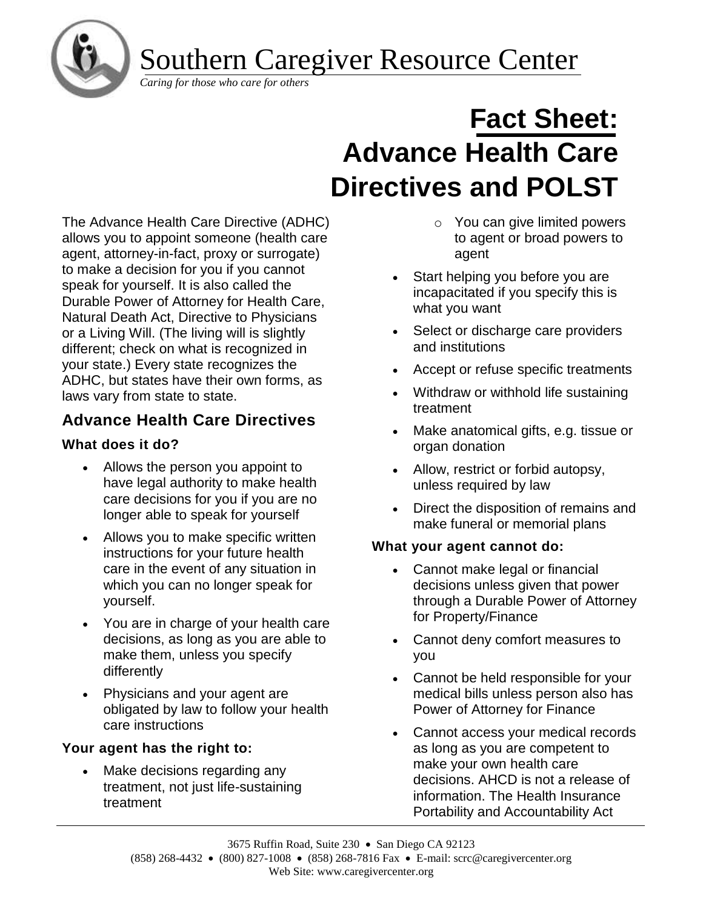# Southern Caregiver Resource Center

*Caring for those who care for others*

# Fact Sheet: Advance Health Care Directives and POLST

The Advance Health Care Directive (ADHC) allows you to appoint someone (health care agent, attorney-in-fact, proxy or surrogate) to make a decision for you if you cannot speak for yourself. It is also called the Durable Power of Attorney for Health Care, Natural Death Act, Directive to Physicians or a Living Will. (The living will is slightly different; check on what is recognized in your state.) Every state recognizes the ADHC, but states have their own forms, as laws vary from state to state.

## Advance Health Care Directives

### What does it do?

- Allows the person you appoint to have legal authority to make health care decisions for you if you are no longer able to speak for yourself
- Allows you to make specific written instructions for your future health care in the event of any situation in which you can no longer speak for yourself.
- You are in charge of your health care decisions, as long as you are able to make them, unless you specify differently
- Physicians and your agent are obligated by law to follow your health care instructions

### Your agent has the right to:

- Make decisions regarding any treatment, not just life-sustaining treatment
  - You can give limited powers to agent or broad powers to agent
- Start helping you before you are incapacitated if you specify this is what you want
- Select or discharge care providers and institutions
- Accept or refuse specific treatments
- Withdraw or withhold life sustaining treatment
- Make anatomical gifts, e.g. tissue or organ donation
- Allow, restrict or forbid autopsy, unless required by law
- Direct the disposition of remains and make funeral or memorial plans

### What your agent cannot do:

- Cannot make legal or financial decisions unless given that power through a Durable Power of Attorney for Property/Finance
- Cannot deny comfort measures to you
- Cannot be held responsible for your medical bills unless person also has Power of Attorney for Finance
- Cannot access your medical records as long as you are competent to make your own health care decisions. AHCD is not a release of information. The Health Insurance Portability and Accountability Act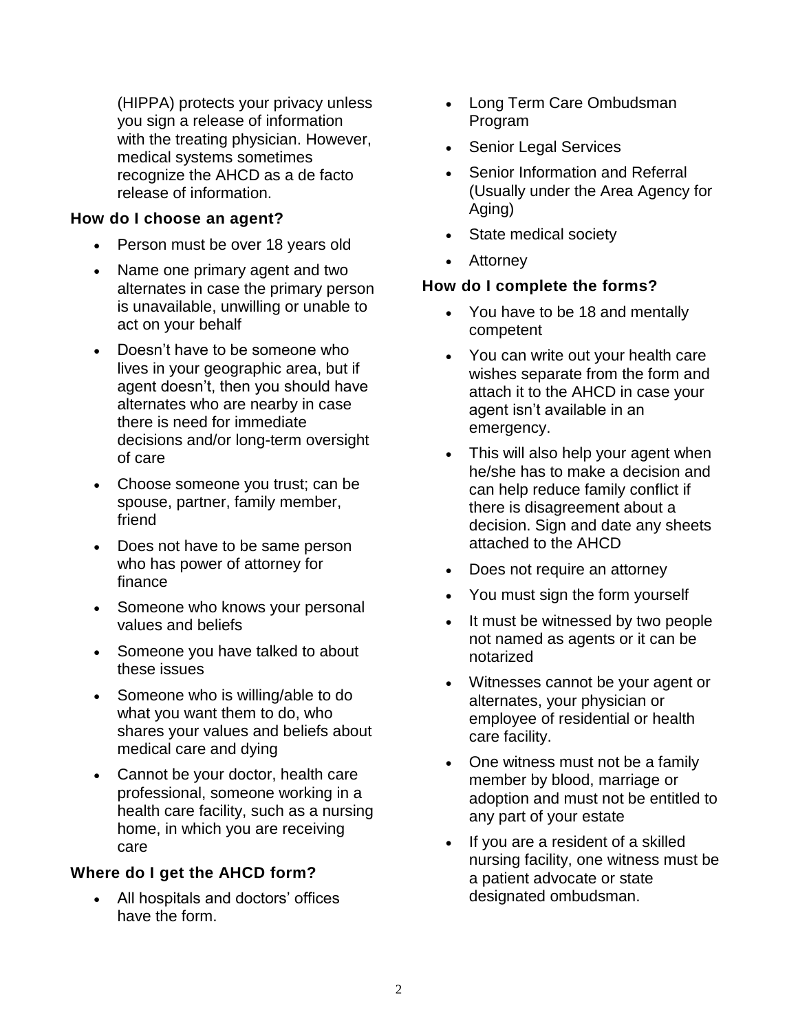(HIPPA) protects your privacy unless you sign a release of information with the treating physician. However, medical systems sometimes recognize the AHCD as a de facto release of information.

### How do I choose an agent?

- Person must be over 18 years old
- Name one primary agent and two alternates in case the primary person is unavailable, unwilling or unable to act on your behalf
- Doesn't have to be someone who lives in your geographic area, but if agent doesn't, then you should have alternates who are nearby in case there is need for immediate decisions and/or long-term oversight of care
- Choose someone you trust; can be spouse, partner, family member, friend
- Does not have to be same person who has power of attorney for finance
- Someone who knows your personal values and beliefs
- Someone you have talked to about these issues
- Someone who is willing/able to do what you want them to do, who shares your values and beliefs about medical care and dying
- Cannot be your doctor, health care professional, someone working in a health care facility, such as a nursing home, in which you are receiving care

### Where do I get the AHCD form?

- All hospitals and doctors' offices have the form.
- Long Term Care Ombudsman Program
- Senior Legal Services
- Senior Information and Referral (Usually under the Area Agency for Aging)
- State medical society
- Attorney

### How do I complete the forms?

- You have to be 18 and mentally competent
- You can write out your health care wishes separate from the form and attach it to the AHCD in case your agent isn't available in an emergency.
- This will also help your agent when he/she has to make a decision and can help reduce family conflict if there is disagreement about a decision. Sign and date any sheets attached to the AHCD
- Does not require an attorney
- You must sign the form yourself
- It must be witnessed by two people not named as agents or it can be notarized
- Witnesses cannot be your agent or alternates, your physician or employee of residential or health care facility.
- One witness must not be a family member by blood, marriage or adoption and must not be entitled to any part of your estate
- If you are a resident of a skilled nursing facility, one witness must be a patient advocate or state designated ombudsman.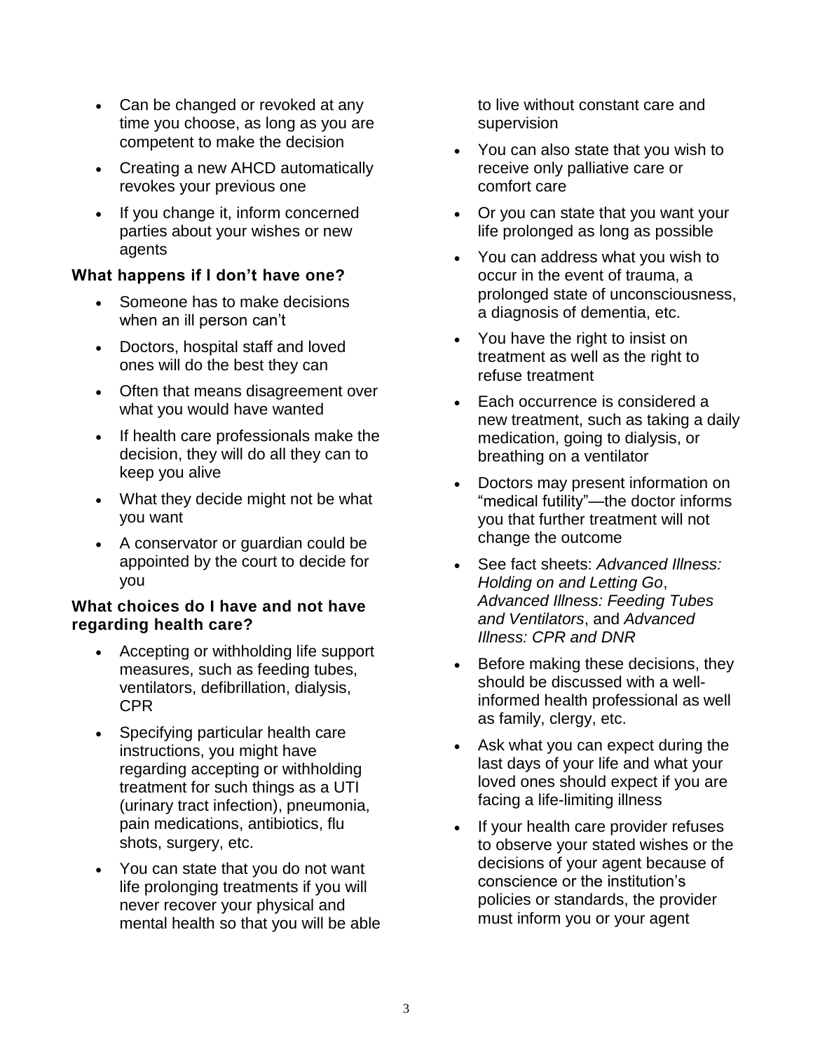- Can be changed or revoked at any time you choose, as long as you are competent to make the decision
- Creating a new AHCD automatically revokes your previous one
- If you change it, inform concerned parties about your wishes or new agents

### What happens if I don't have one?

- Someone has to make decisions when an ill person can't
- Doctors, hospital staff and loved ones will do the best they can
- Often that means disagreement over what you would have wanted
- If health care professionals make the decision, they will do all they can to keep you alive
- What they decide might not be what you want
- A conservator or guardian could be appointed by the court to decide for you

### What choices do I have and not have regarding health care?

- Accepting or withholding life support measures, such as feeding tubes, ventilators, defibrillation, dialysis, CPR
- Specifying particular health care instructions, you might have regarding accepting or withholding treatment for such things as a UTI (urinary tract infection), pneumonia, pain medications, antibiotics, flu shots, surgery, etc.
- You can state that you do not want life prolonging treatments if you will never recover your physical and mental health so that you will be able to live without constant care and supervision
- You can also state that you wish to receive only palliative care or comfort care
- Or you can state that you want your life prolonged as long as possible
- You can address what you wish to occur in the event of trauma, a prolonged state of unconsciousness, a diagnosis of dementia, etc.
- You have the right to insist on treatment as well as the right to refuse treatment
- Each occurrence is considered a new treatment, such as taking a daily medication, going to dialysis, or breathing on a ventilator
- Doctors may present information on "medical futility"—the doctor informs you that further treatment will not change the outcome
- See fact sheets: *Advanced Illness: Holding on and Letting Go*, *Advanced Illness: Feeding Tubes and Ventilators*, and *Advanced Illness: CPR and DNR*
- Before making these decisions, they should be discussed with a well-informed health professional as well as family, clergy, etc.
- Ask what you can expect during the last days of your life and what your loved ones should expect if you are facing a life-limiting illness
- If your health care provider refuses to observe your stated wishes or the decisions of your agent because of conscience or the institution's policies or standards, the provider must inform you or your agent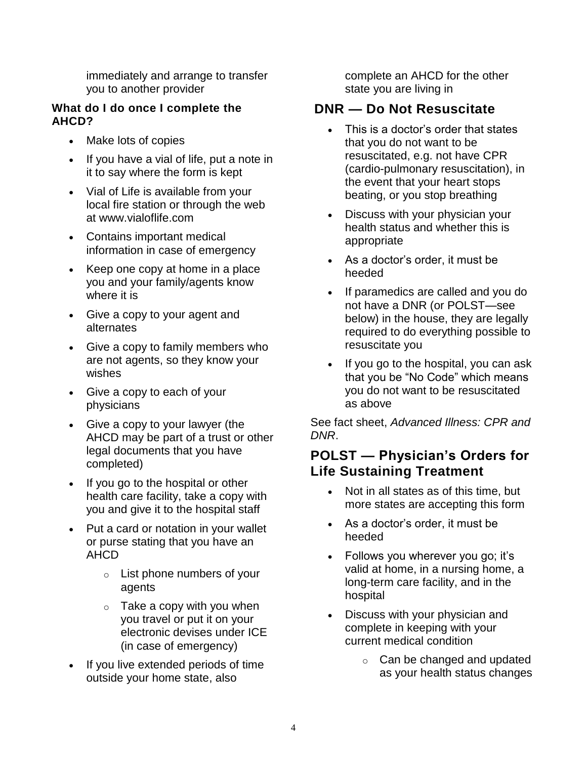immediately and arrange to transfer you to another provider

**What do I do once I complete the AHCD?**

- Make lots of copies
- If you have a vial of life, put a note in it to say where the form is kept
- Vial of Life is available from your local fire station or through the web at www.vialoflife.com
- Contains important medical information in case of emergency
- Keep one copy at home in a place you and your family/agents know where it is
- Give a copy to your agent and alternates
- Give a copy to family members who are not agents, so they know your wishes
- Give a copy to each of your physicians
- Give a copy to your lawyer (the AHCD may be part of a trust or other legal documents that you have completed)
- If you go to the hospital or other health care facility, take a copy with you and give it to the hospital staff
- Put a card or notation in your wallet or purse stating that you have an AHCD
  - List phone numbers of your agents
  - Take a copy with you when you travel or put it on your electronic devises under ICE (in case of emergency)
- If you live extended periods of time outside your home state, also complete an AHCD for the other state you are living in

## DNR — Do Not Resuscitate

- This is a doctor's order that states that you do not want to be resuscitated, e.g. not have CPR (cardio-pulmonary resuscitation), in the event that your heart stops beating, or you stop breathing
- Discuss with your physician your health status and whether this is appropriate
- As a doctor's order, it must be heeded
- If paramedics are called and you do not have a DNR (or POLST—see below) in the house, they are legally required to do everything possible to resuscitate you
- If you go to the hospital, you can ask that you be "No Code" which means you do not want to be resuscitated as above

See fact sheet, *Advanced Illness: CPR and DNR*.

## POLST — Physician's Orders for Life Sustaining Treatment

- Not in all states as of this time, but more states are accepting this form
- As a doctor's order, it must be heeded
- Follows you wherever you go; it's valid at home, in a nursing home, a long-term care facility, and in the hospital
- Discuss with your physician and complete in keeping with your current medical condition
  - Can be changed and updated as your health status changes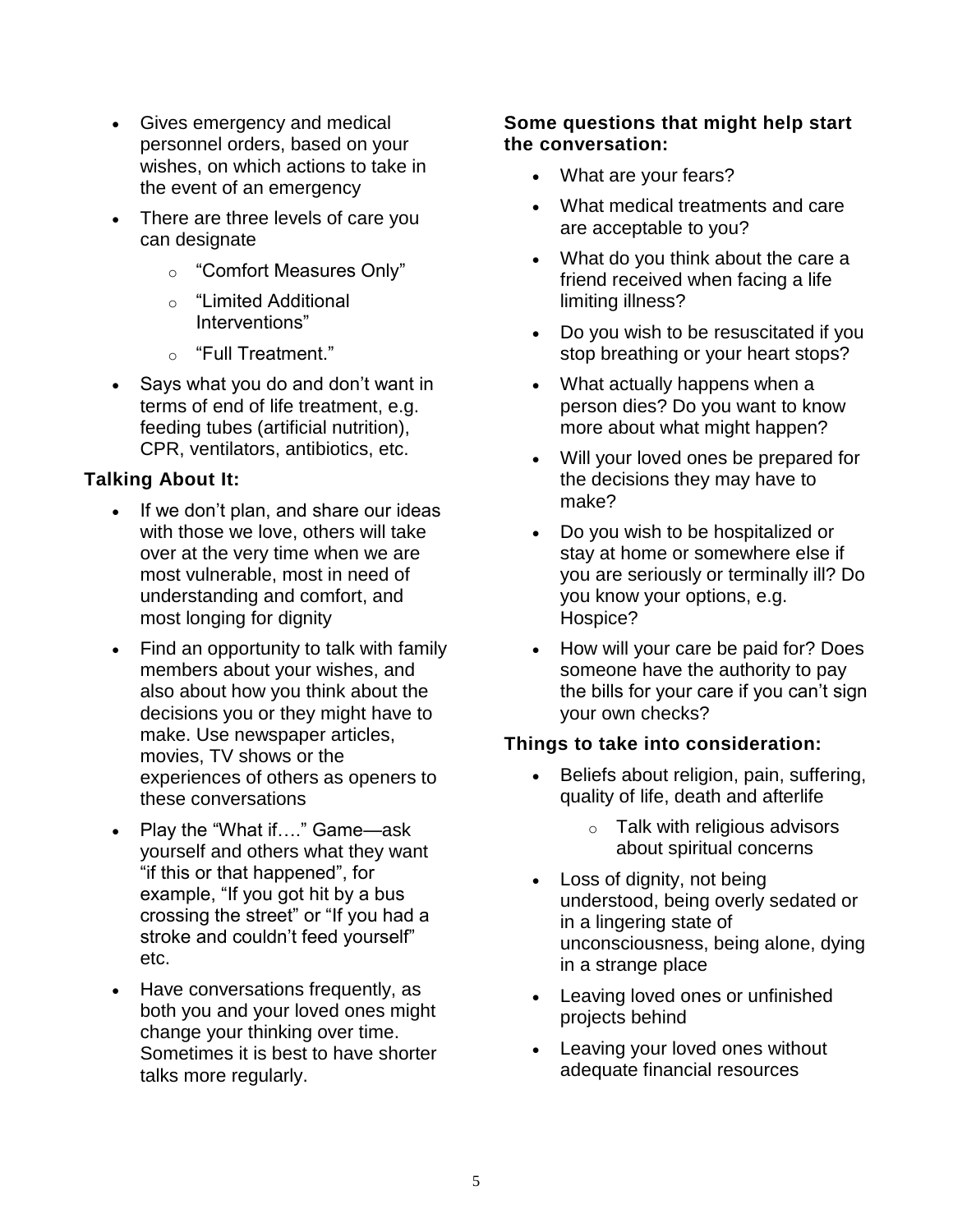- Gives emergency and medical personnel orders, based on your wishes, on which actions to take in the event of an emergency
- There are three levels of care you can designate
  - "Comfort Measures Only"
  - "Limited Additional Interventions"
  - "Full Treatment."
- Says what you do and don't want in terms of end of life treatment, e.g. feeding tubes (artificial nutrition), CPR, ventilators, antibiotics, etc.

### Talking About It:

- If we don't plan, and share our ideas with those we love, others will take over at the very time when we are most vulnerable, most in need of understanding and comfort, and most longing for dignity
- Find an opportunity to talk with family members about your wishes, and also about how you think about the decisions you or they might have to make. Use newspaper articles, movies, TV shows or the experiences of others as openers to these conversations
- Play the "What if…." Game—ask yourself and others what they want "if this or that happened", for example, "If you got hit by a bus crossing the street" or "If you had a stroke and couldn't feed yourself" etc.
- Have conversations frequently, as both you and your loved ones might change your thinking over time. Sometimes it is best to have shorter talks more regularly.

### Some questions that might help start the conversation:

- What are your fears?
- What medical treatments and care are acceptable to you?
- What do you think about the care a friend received when facing a life limiting illness?
- Do you wish to be resuscitated if you stop breathing or your heart stops?
- What actually happens when a person dies? Do you want to know more about what might happen?
- Will your loved ones be prepared for the decisions they may have to make?
- Do you wish to be hospitalized or stay at home or somewhere else if you are seriously or terminally ill? Do you know your options, e.g. Hospice?
- How will your care be paid for? Does someone have the authority to pay the bills for your care if you can't sign your own checks?

### Things to take into consideration:

- Beliefs about religion, pain, suffering, quality of life, death and afterlife
  - Talk with religious advisors about spiritual concerns
- Loss of dignity, not being understood, being overly sedated or in a lingering state of unconsciousness, being alone, dying in a strange place
- Leaving loved ones or unfinished projects behind
- Leaving your loved ones without adequate financial resources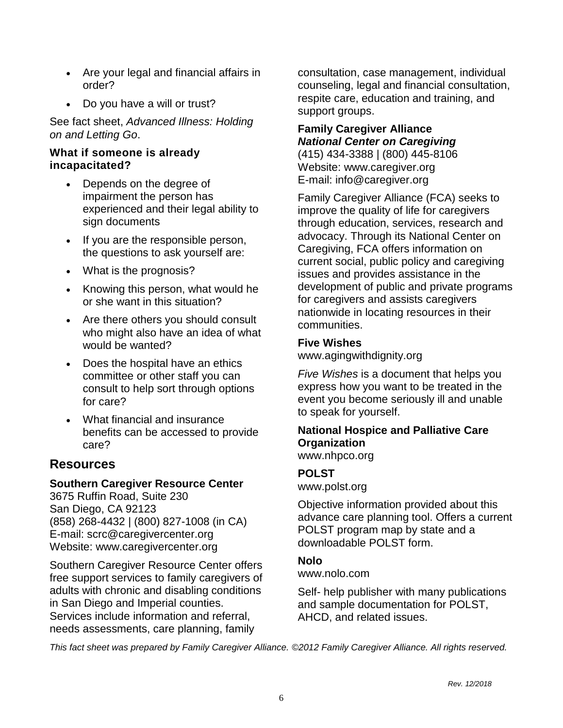- Are your legal and financial affairs in order?
- Do you have a will or trust?

See fact sheet, *Advanced Illness: Holding on and Letting Go*.

### What if someone is already incapacitated?

- Depends on the degree of impairment the person has experienced and their legal ability to sign documents
- If you are the responsible person, the questions to ask yourself are:
- What is the prognosis?
- Knowing this person, what would he or she want in this situation?
- Are there others you should consult who might also have an idea of what would be wanted?
- Does the hospital have an ethics committee or other staff you can consult to help sort through options for care?
- What financial and insurance benefits can be accessed to provide care?

## Resources

**Southern Caregiver Resource Center**
3675 Ruffin Road, Suite 230
San Diego, CA 92123
(858) 268-4432 | (800) 827-1008 (in CA)
E-mail: scrc@caregivercenter.org
Website: www.caregivercenter.org

Southern Caregiver Resource Center offers free support services to family caregivers of adults with chronic and disabling conditions in San Diego and Imperial counties. Services include information and referral, needs assessments, care planning, family consultation, case management, individual counseling, legal and financial consultation, respite care, education and training, and support groups.

**Family Caregiver Alliance**
***National Center on Caregiving***
(415) 434-3388 | (800) 445-8106
Website: www.caregiver.org
E-mail: info@caregiver.org

Family Caregiver Alliance (FCA) seeks to improve the quality of life for caregivers through education, services, research and advocacy. Through its National Center on Caregiving, FCA offers information on current social, public policy and caregiving issues and provides assistance in the development of public and private programs for caregivers and assists caregivers nationwide in locating resources in their communities.

**Five Wishes**
www.agingwithdignity.org

*Five Wishes* is a document that helps you express how you want to be treated in the event you become seriously ill and unable to speak for yourself.

**National Hospice and Palliative Care Organization**
www.nhpco.org

**POLST**
www.polst.org

Objective information provided about this advance care planning tool. Offers a current POLST program map by state and a downloadable POLST form.

**Nolo**
www.nolo.com

Self- help publisher with many publications and sample documentation for POLST, AHCD, and related issues.

*This fact sheet was prepared by Family Caregiver Alliance. ©2012 Family Caregiver Alliance. All rights reserved.*

*Rev. 12/2018*